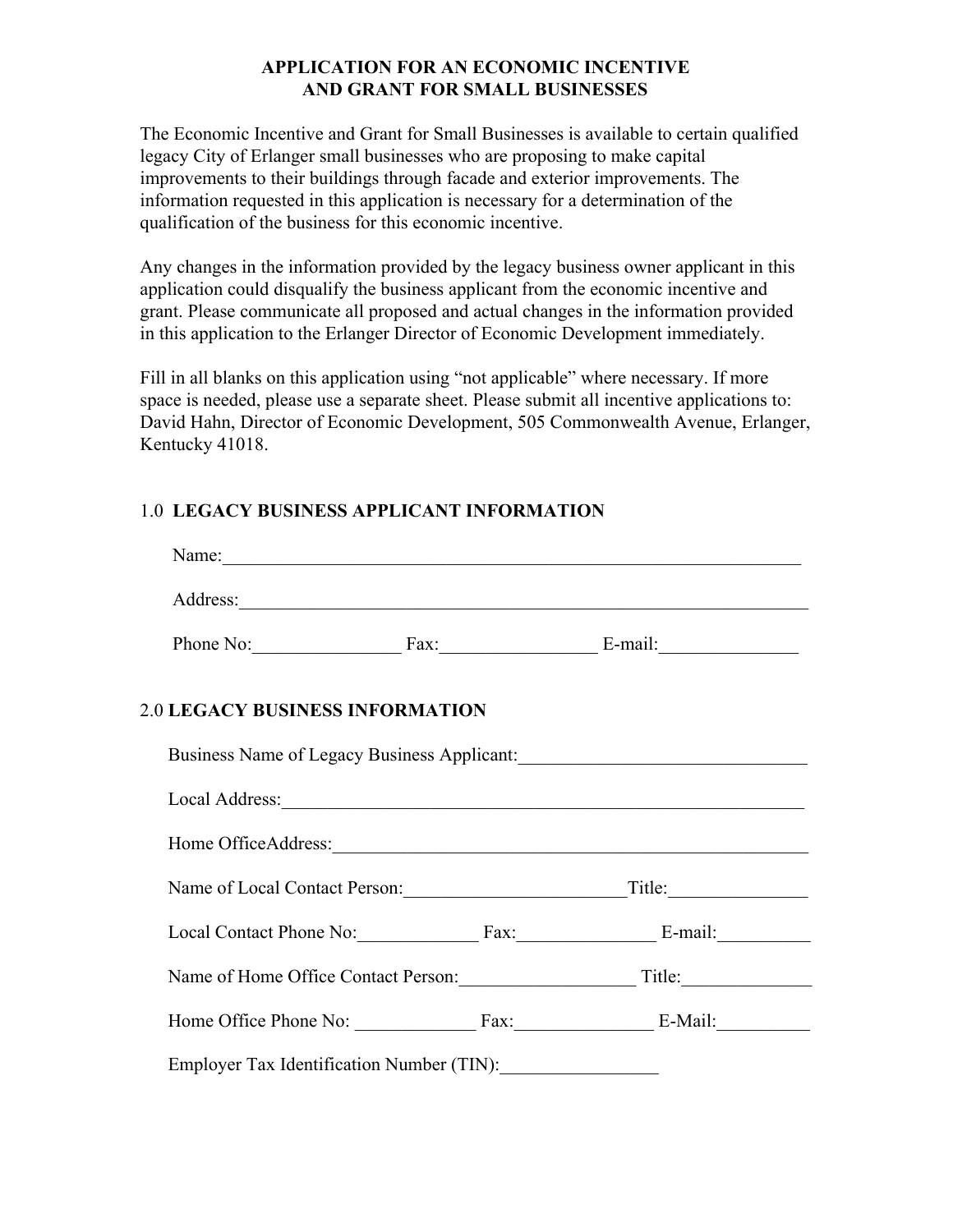# APPLICATION FOR AN ECONOMIC INCENTIVE AND GRANT FOR SMALL BUSINESSES

The Economic Incentive and Grant for Small Businesses is available to certain qualified legacy City of Erlanger small businesses who are proposing to make capital improvements to their buildings through facade and exterior improvements. The information requested in this application is necessary for a determination of the qualification of the business for this economic incentive.

Any changes in the information provided by the legacy business owner applicant in this application could disqualify the business applicant from the economic incentive and grant. Please communicate all proposed and actual changes in the information provided in this application to the Erlanger Director of Economic Development immediately.

Fill in all blanks on this application using "not applicable" where necessary. If more space is needed, please use a separate sheet. Please submit all incentive applications to: David Hahn, Director of Economic Development, 505 Commonwealth Avenue, Erlanger, Kentucky 41018.

## 1.0 LEGACY BUSINESS APPLICANT INFORMATION

Name:_______________________________________________

Address:_______________________________________________

Phone No:________________ Fax:_________________ E-mail:_______________

## 2.0 LEGACY BUSINESS INFORMATION

Business Name of Legacy Business Applicant:_______________________________

Local Address:_______________________________________________

Home OfficeAddress:_______________________________________________

Name of Local Contact Person:________________________Title:_______________

Local Contact Phone No:_____________ Fax:_______________ E-mail:__________

Name of Home Office Contact Person:__________________ Title:______________

Home Office Phone No: _____________ Fax:_______________ E-Mail:__________

Employer Tax Identification Number (TIN):_________________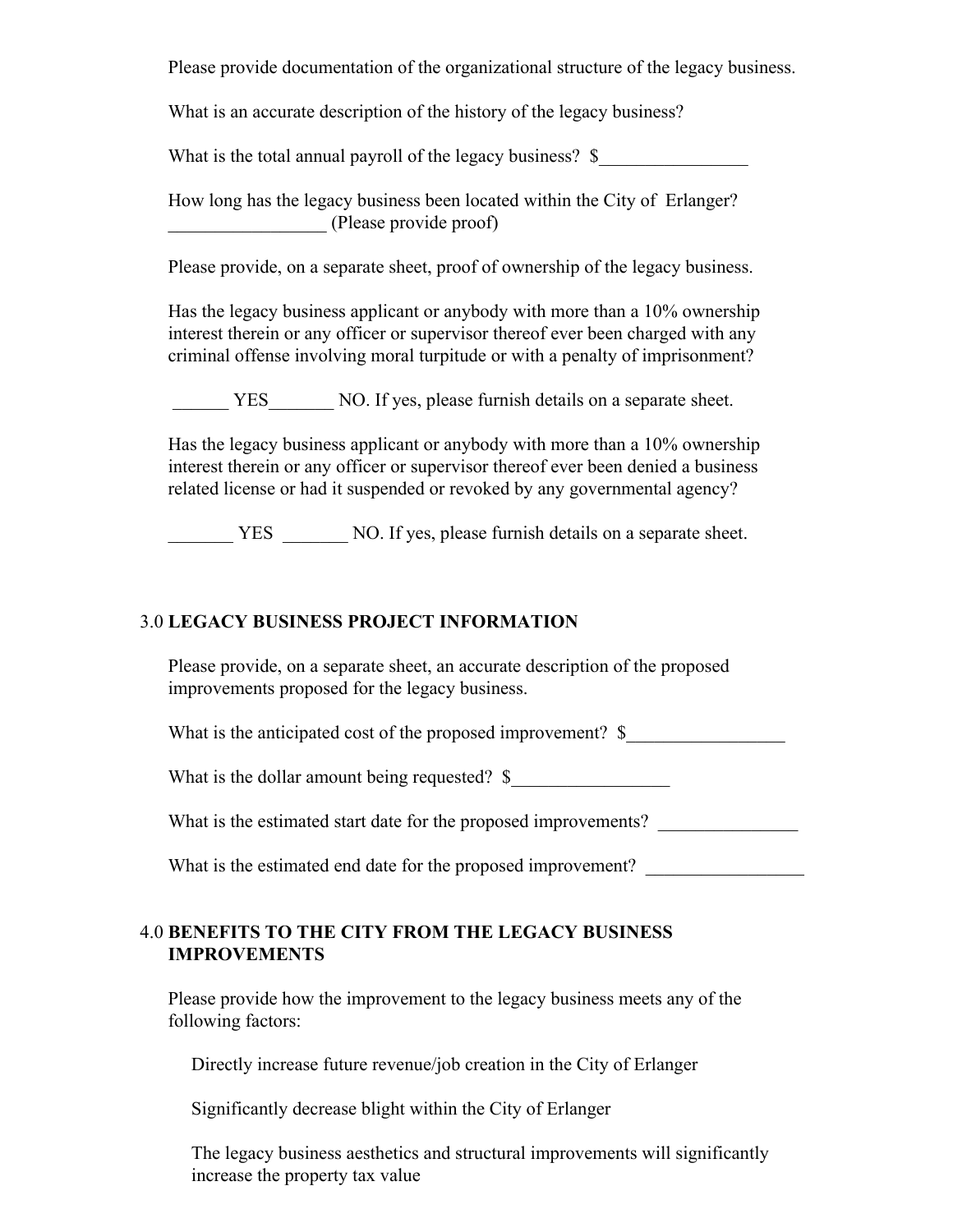Please provide documentation of the organizational structure of the legacy business.

What is an accurate description of the history of the legacy business?

What is the total annual payroll of the legacy business? $________________

How long has the legacy business been located within the City of Erlanger? _________________ (Please provide proof)

Please provide, on a separate sheet, proof of ownership of the legacy business.

Has the legacy business applicant or anybody with more than a 10% ownership interest therein or any officer or supervisor thereof ever been charged with any criminal offense involving moral turpitude or with a penalty of imprisonment?

______ YES_______ NO. If yes, please furnish details on a separate sheet.

Has the legacy business applicant or anybody with more than a 10% ownership interest therein or any officer or supervisor thereof ever been denied a business related license or had it suspended or revoked by any governmental agency?

_______ YES _______ NO. If yes, please furnish details on a separate sheet.

## 3.0 LEGACY BUSINESS PROJECT INFORMATION

Please provide, on a separate sheet, an accurate description of the proposed improvements proposed for the legacy business.

What is the anticipated cost of the proposed improvement? $_________________

What is the dollar amount being requested? $_________________

What is the estimated start date for the proposed improvements? _______________

What is the estimated end date for the proposed improvement? _________________

## 4.0 BENEFITS TO THE CITY FROM THE LEGACY BUSINESS IMPROVEMENTS

Please provide how the improvement to the legacy business meets any of the following factors:

Directly increase future revenue/job creation in the City of Erlanger

Significantly decrease blight within the City of Erlanger

The legacy business aesthetics and structural improvements will significantly increase the property tax value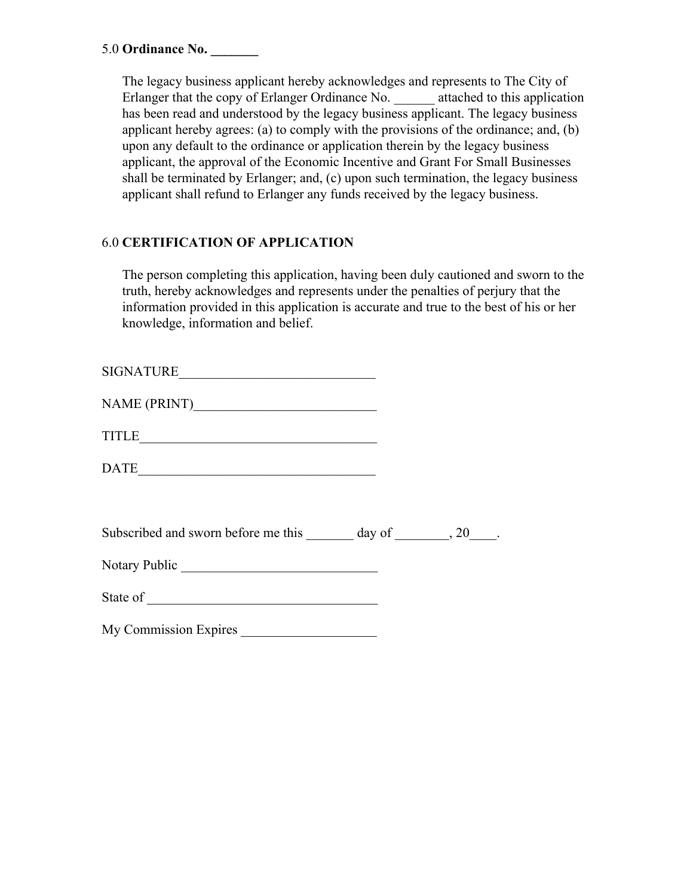5.0 **Ordinance No. _______**

The legacy business applicant hereby acknowledges and represents to The City of Erlanger that the copy of Erlanger Ordinance No. ______ attached to this application has been read and understood by the legacy business applicant. The legacy business applicant hereby agrees: (a) to comply with the provisions of the ordinance; and, (b) upon any default to the ordinance or application therein by the legacy business applicant, the approval of the Economic Incentive and Grant For Small Businesses shall be terminated by Erlanger; and, (c) upon such termination, the legacy business applicant shall refund to Erlanger any funds received by the legacy business.

6.0 **CERTIFICATION OF APPLICATION**

The person completing this application, having been duly cautioned and sworn to the truth, hereby acknowledges and represents under the penalties of perjury that the information provided in this application is accurate and true to the best of his or her knowledge, information and belief.

SIGNATURE_____________________________

NAME (PRINT)___________________________

TITLE___________________________________

DATE___________________________________

Subscribed and sworn before me this _______ day of ________, 20____.

Notary Public _____________________________

State of _________________________________

My Commission Expires ____________________